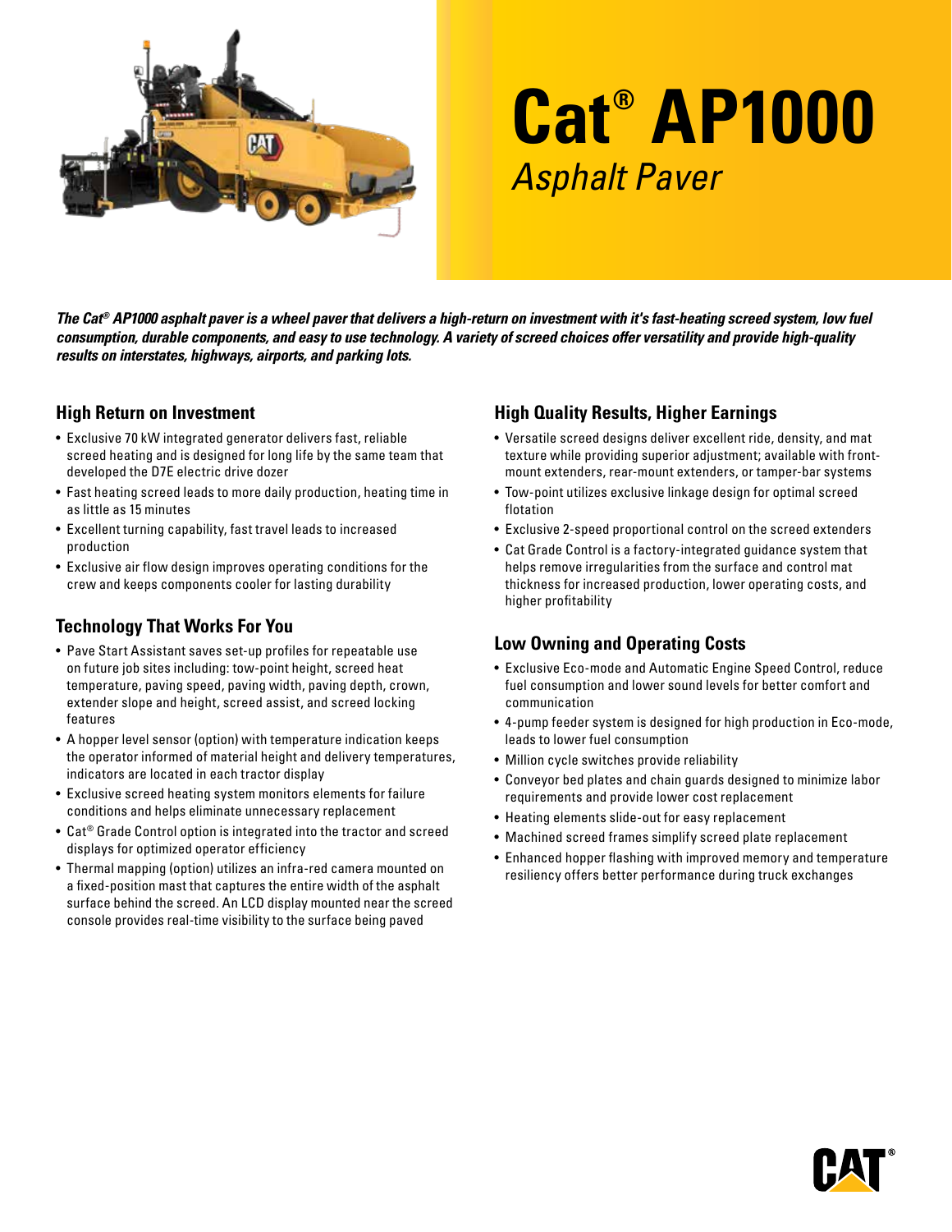# Cat® AP1000

## *Asphalt Paver*

***The Cat® AP1000 asphalt paver is a wheel paver that delivers a high-return on investment with it's fast-heating screed system, low fuel consumption, durable components, and easy to use technology. A variety of screed choices offer versatility and provide high-quality results on interstates, highways, airports, and parking lots.***

### High Return on Investment

- Exclusive 70 kW integrated generator delivers fast, reliable screed heating and is designed for long life by the same team that developed the D7E electric drive dozer
- Fast heating screed leads to more daily production, heating time in as little as 15 minutes
- Excellent turning capability, fast travel leads to increased production
- Exclusive air flow design improves operating conditions for the crew and keeps components cooler for lasting durability

### Technology That Works For You

- Pave Start Assistant saves set-up profiles for repeatable use on future job sites including: tow-point height, screed heat temperature, paving speed, paving width, paving depth, crown, extender slope and height, screed assist, and screed locking features
- A hopper level sensor (option) with temperature indication keeps the operator informed of material height and delivery temperatures, indicators are located in each tractor display
- Exclusive screed heating system monitors elements for failure conditions and helps eliminate unnecessary replacement
- Cat® Grade Control option is integrated into the tractor and screed displays for optimized operator efficiency
- Thermal mapping (option) utilizes an infra-red camera mounted on a fixed-position mast that captures the entire width of the asphalt surface behind the screed. An LCD display mounted near the screed console provides real-time visibility to the surface being paved

### High Quality Results, Higher Earnings

- Versatile screed designs deliver excellent ride, density, and mat texture while providing superior adjustment; available with front-mount extenders, rear-mount extenders, or tamper-bar systems
- Tow-point utilizes exclusive linkage design for optimal screed flotation
- Exclusive 2-speed proportional control on the screed extenders
- Cat Grade Control is a factory-integrated guidance system that helps remove irregularities from the surface and control mat thickness for increased production, lower operating costs, and higher profitability

### Low Owning and Operating Costs

- Exclusive Eco-mode and Automatic Engine Speed Control, reduce fuel consumption and lower sound levels for better comfort and communication
- 4-pump feeder system is designed for high production in Eco-mode, leads to lower fuel consumption
- Million cycle switches provide reliability
- Conveyor bed plates and chain guards designed to minimize labor requirements and provide lower cost replacement
- Heating elements slide-out for easy replacement
- Machined screed frames simplify screed plate replacement
- Enhanced hopper flashing with improved memory and temperature resiliency offers better performance during truck exchanges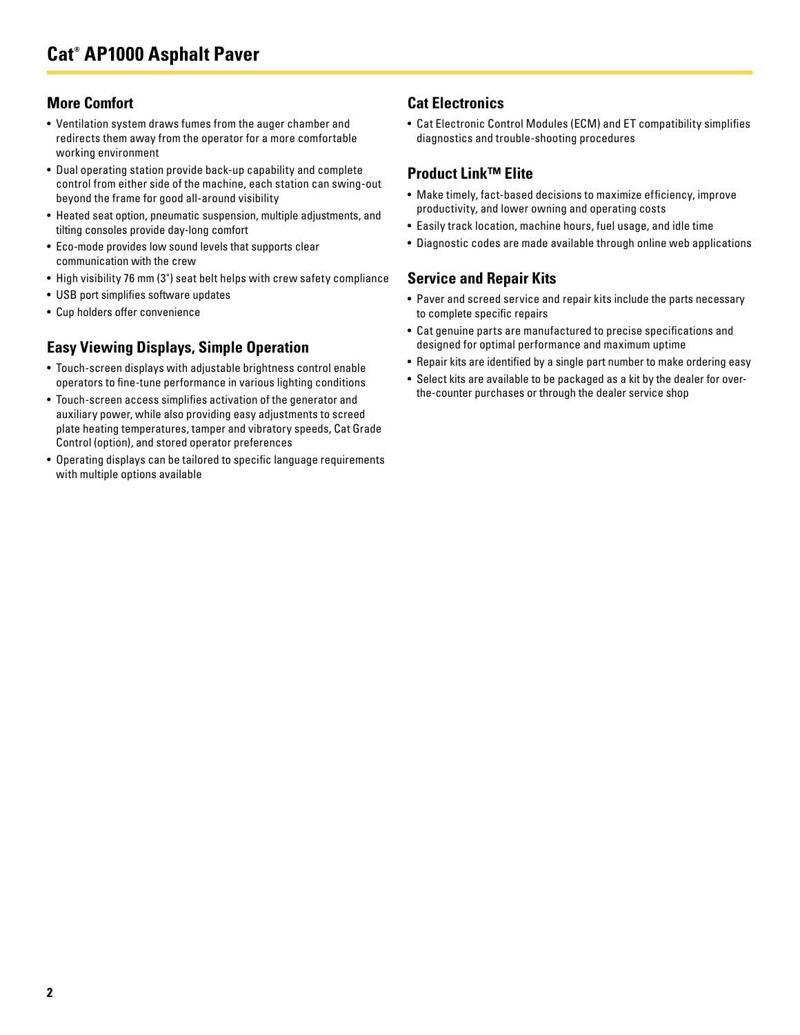# Cat® AP1000 Asphalt Paver

## More Comfort

- Ventilation system draws fumes from the auger chamber and redirects them away from the operator for a more comfortable working environment
- Dual operating station provide back-up capability and complete control from either side of the machine, each station can swing-out beyond the frame for good all-around visibility
- Heated seat option, pneumatic suspension, multiple adjustments, and tilting consoles provide day-long comfort
- Eco-mode provides low sound levels that supports clear communication with the crew
- High visibility 76 mm (3") seat belt helps with crew safety compliance
- USB port simplifies software updates
- Cup holders offer convenience

## Easy Viewing Displays, Simple Operation

- Touch-screen displays with adjustable brightness control enable operators to fine-tune performance in various lighting conditions
- Touch-screen access simplifies activation of the generator and auxiliary power, while also providing easy adjustments to screed plate heating temperatures, tamper and vibratory speeds, Cat Grade Control (option), and stored operator preferences
- Operating displays can be tailored to specific language requirements with multiple options available

## Cat Electronics

- Cat Electronic Control Modules (ECM) and ET compatibility simplifies diagnostics and trouble-shooting procedures

## Product Link™ Elite

- Make timely, fact-based decisions to maximize efficiency, improve productivity, and lower owning and operating costs
- Easily track location, machine hours, fuel usage, and idle time
- Diagnostic codes are made available through online web applications

## Service and Repair Kits

- Paver and screed service and repair kits include the parts necessary to complete specific repairs
- Cat genuine parts are manufactured to precise specifications and designed for optimal performance and maximum uptime
- Repair kits are identified by a single part number to make ordering easy
- Select kits are available to be packaged as a kit by the dealer for over-the-counter purchases or through the dealer service shop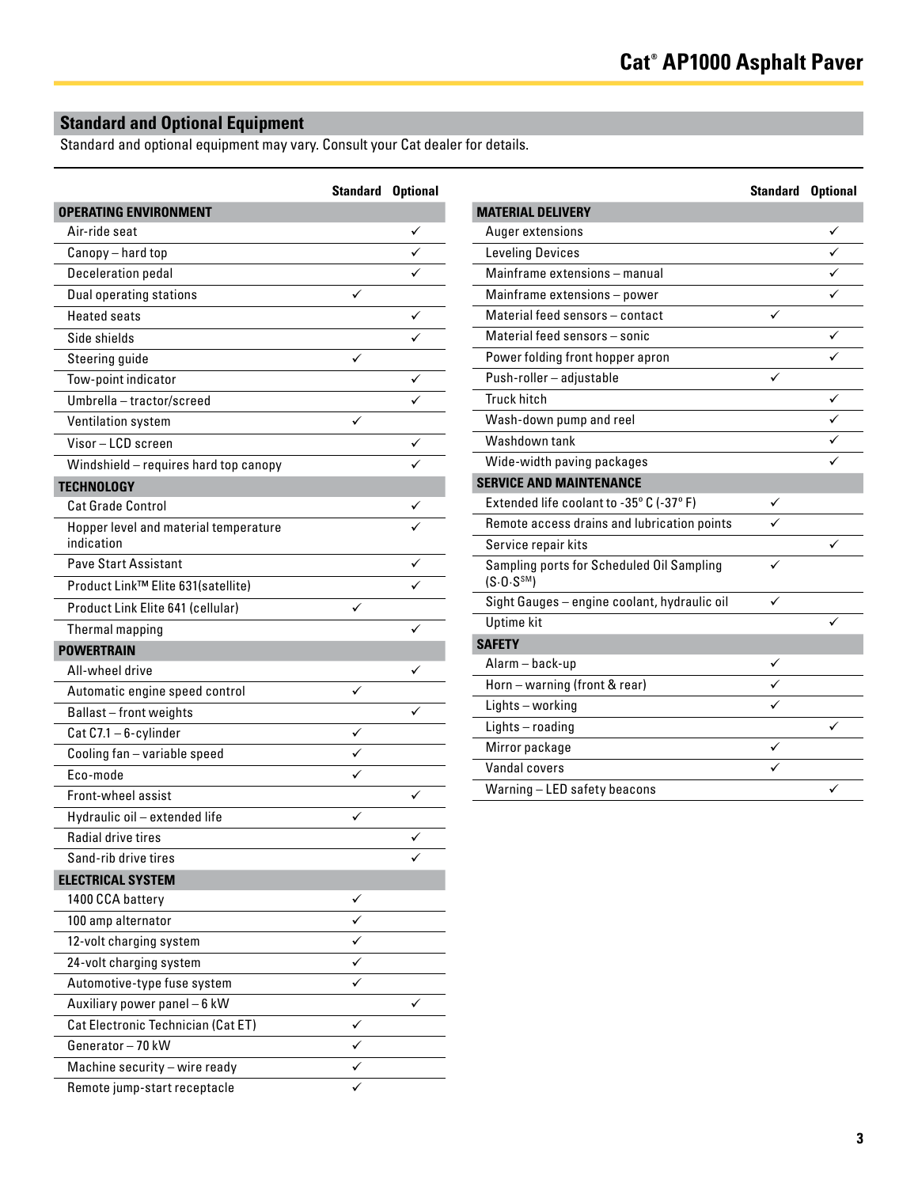## Standard and Optional Equipment

Standard and optional equipment may vary. Consult your Cat dealer for details.

| | Standard | Optional |
|---|---|---|
| **OPERATING ENVIRONMENT** | | |
| Air-ride seat | | ✓ |
| Canopy – hard top | | ✓ |
| Deceleration pedal | | ✓ |
| Dual operating stations | ✓ | |
| Heated seats | | ✓ |
| Side shields | | ✓ |
| Steering guide | ✓ | |
| Tow-point indicator | | ✓ |
| Umbrella – tractor/screed | | ✓ |
| Ventilation system | ✓ | |
| Visor – LCD screen | | ✓ |
| Windshield – requires hard top canopy | | ✓ |
| **TECHNOLOGY** | | |
| Cat Grade Control | | ✓ |
| Hopper level and material temperature indication | | ✓ |
| Pave Start Assistant | | ✓ |
| Product Link™ Elite 631(satellite) | | ✓ |
| Product Link Elite 641 (cellular) | ✓ | |
| Thermal mapping | | ✓ |
| **POWERTRAIN** | | |
| All-wheel drive | | ✓ |
| Automatic engine speed control | ✓ | |
| Ballast – front weights | | ✓ |
| Cat C7.1 – 6-cylinder | ✓ | |
| Cooling fan – variable speed | ✓ | |
| Eco-mode | ✓ | |
| Front-wheel assist | | ✓ |
| Hydraulic oil – extended life | ✓ | |
| Radial drive tires | | ✓ |
| Sand-rib drive tires | | ✓ |
| **ELECTRICAL SYSTEM** | | |
| 1400 CCA battery | ✓ | |
| 100 amp alternator | ✓ | |
| 12-volt charging system | ✓ | |
| 24-volt charging system | ✓ | |
| Automotive-type fuse system | ✓ | |
| Auxiliary power panel – 6 kW | | ✓ |
| Cat Electronic Technician (Cat ET) | ✓ | |
| Generator – 70 kW | ✓ | |
| Machine security – wire ready | ✓ | |
| Remote jump-start receptacle | ✓ | |

| | Standard | Optional |
|---|---|---|
| **MATERIAL DELIVERY** | | |
| Auger extensions | | ✓ |
| Leveling Devices | | ✓ |
| Mainframe extensions – manual | | ✓ |
| Mainframe extensions – power | | ✓ |
| Material feed sensors – contact | ✓ | |
| Material feed sensors – sonic | | ✓ |
| Power folding front hopper apron | | ✓ |
| Push-roller – adjustable | ✓ | |
| Truck hitch | | ✓ |
| Wash-down pump and reel | | ✓ |
| Washdown tank | | ✓ |
| Wide-width paving packages | | ✓ |
| **SERVICE AND MAINTENANCE** | | |
| Extended life coolant to -35° C (-37° F) | ✓ | |
| Remote access drains and lubrication points | ✓ | |
| Service repair kits | | ✓ |
| Sampling ports for Scheduled Oil Sampling (S·O·S℠) | ✓ | |
| Sight Gauges – engine coolant, hydraulic oil | ✓ | |
| Uptime kit | | ✓ |
| **SAFETY** | | |
| Alarm – back-up | ✓ | |
| Horn – warning (front & rear) | ✓ | |
| Lights – working | ✓ | |
| Lights – roading | | ✓ |
| Mirror package | ✓ | |
| Vandal covers | ✓ | |
| Warning – LED safety beacons | | ✓ |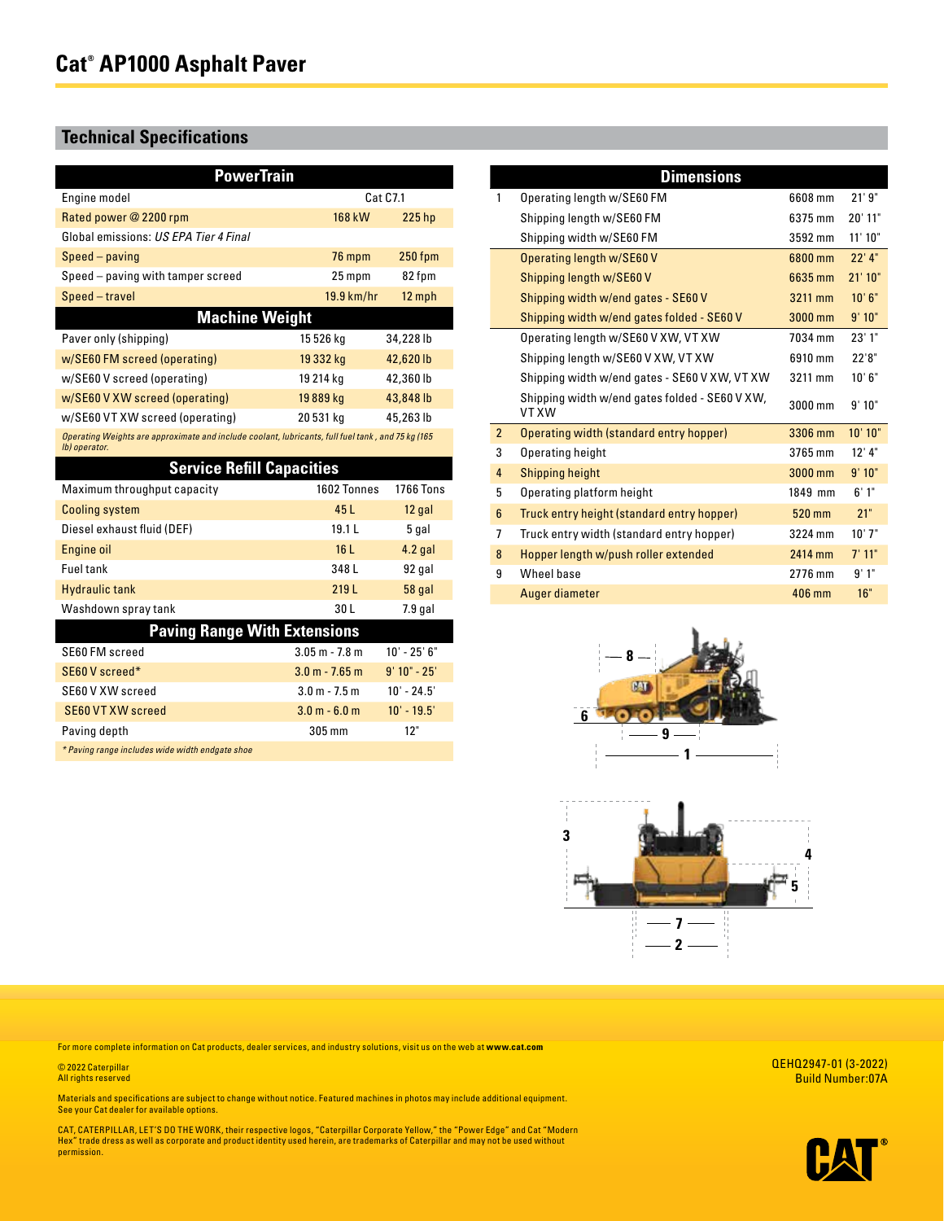# Cat® AP1000 Asphalt Paver

## Technical Specifications

| PowerTrain | | |
|---|---|---|
| Engine model | Cat C7.1 | |
| Rated power @ 2200 rpm | 168 kW | 225 hp |
| Global emissions: *US EPA Tier 4 Final* | | |
| Speed – paving | 76 mpm | 250 fpm |
| Speed – paving with tamper screed | 25 mpm | 82 fpm |
| Speed – travel | 19.9 km/hr | 12 mph |

| Machine Weight | | |
|---|---|---|
| Paver only (shipping) | 15 526 kg | 34,228 lb |
| w/SE60 FM screed (operating) | 19 332 kg | 42,620 lb |
| w/SE60 V screed (operating) | 19 214 kg | 42,360 lb |
| w/SE60 V XW screed (operating) | 19 889 kg | 43,848 lb |
| w/SE60 VT XW screed (operating) | 20 531 kg | 45,263 lb |

*Operating Weights are approximate and include coolant, lubricants, full fuel tank , and 75 kg (165 lb) operator.*

| Service Refill Capacities | | |
|---|---|---|
| Maximum throughput capacity | 1602 Tonnes | 1766 Tons |
| Cooling system | 45 L | 12 gal |
| Diesel exhaust fluid (DEF) | 19.1 L | 5 gal |
| Engine oil | 16 L | 4.2 gal |
| Fuel tank | 348 L | 92 gal |
| Hydraulic tank | 219 L | 58 gal |
| Washdown spray tank | 30 L | 7.9 gal |

| Paving Range With Extensions | | |
|---|---|---|
| SE60 FM screed | 3.05 m - 7.8 m | 10' - 25' 6" |
| SE60 V screed* | 3.0 m - 7.65 m | 9' 10" - 25' |
| SE60 V XW screed | 3.0 m - 7.5 m | 10' - 24.5' |
| SE60 VT XW screed | 3.0 m - 6.0 m | 10' - 19.5' |
| Paving depth | 305 mm | 12" |

*\* Paving range includes wide width endgate shoe*

| | Dimensions | | |
|---|---|---|---|
| 1 | Operating length w/SE60 FM | 6608 mm | 21' 9" |
| | Shipping length w/SE60 FM | 6375 mm | 20' 11" |
| | Shipping width w/SE60 FM | 3592 mm | 11' 10" |
| | Operating length w/SE60 V | 6800 mm | 22' 4" |
| | Shipping length w/SE60 V | 6635 mm | 21' 10" |
| | Shipping width w/end gates - SE60 V | 3211 mm | 10' 6" |
| | Shipping width w/end gates folded - SE60 V | 3000 mm | 9' 10" |
| | Operating length w/SE60 V XW, VT XW | 7034 mm | 23' 1" |
| | Shipping length w/SE60 V XW, VT XW | 6910 mm | 22'8" |
| | Shipping width w/end gates - SE60 V XW, VT XW | 3211 mm | 10' 6" |
| | Shipping width w/end gates folded - SE60 V XW, VT XW | 3000 mm | 9' 10" |
| 2 | Operating width (standard entry hopper) | 3306 mm | 10' 10" |
| 3 | Operating height | 3765 mm | 12' 4" |
| 4 | Shipping height | 3000 mm | 9' 10" |
| 5 | Operating platform height | 1849 mm | 6' 1" |
| 6 | Truck entry height (standard entry hopper) | 520 mm | 21" |
| 7 | Truck entry width (standard entry hopper) | 3224 mm | 10' 7" |
| 8 | Hopper length w/push roller extended | 2414 mm | 7' 11" |
| 9 | Wheel base | 2776 mm | 9' 1" |
| | Auger diameter | 406 mm | 16" |

8
6
9
1

3
4
5
7
2

For more complete information on Cat products, dealer services, and industry solutions, visit us on the web at **www.cat.com**

© 2022 Caterpillar
All rights reserved

Materials and specifications are subject to change without notice. Featured machines in photos may include additional equipment. See your Cat dealer for available options.

CAT, CATERPILLAR, LET'S DO THE WORK, their respective logos, "Caterpillar Corporate Yellow," the "Power Edge" and Cat "Modern Hex" trade dress as well as corporate and product identity used herein, are trademarks of Caterpillar and may not be used without permission.

QEHQ2947-01 (3-2022)
Build Number:07A